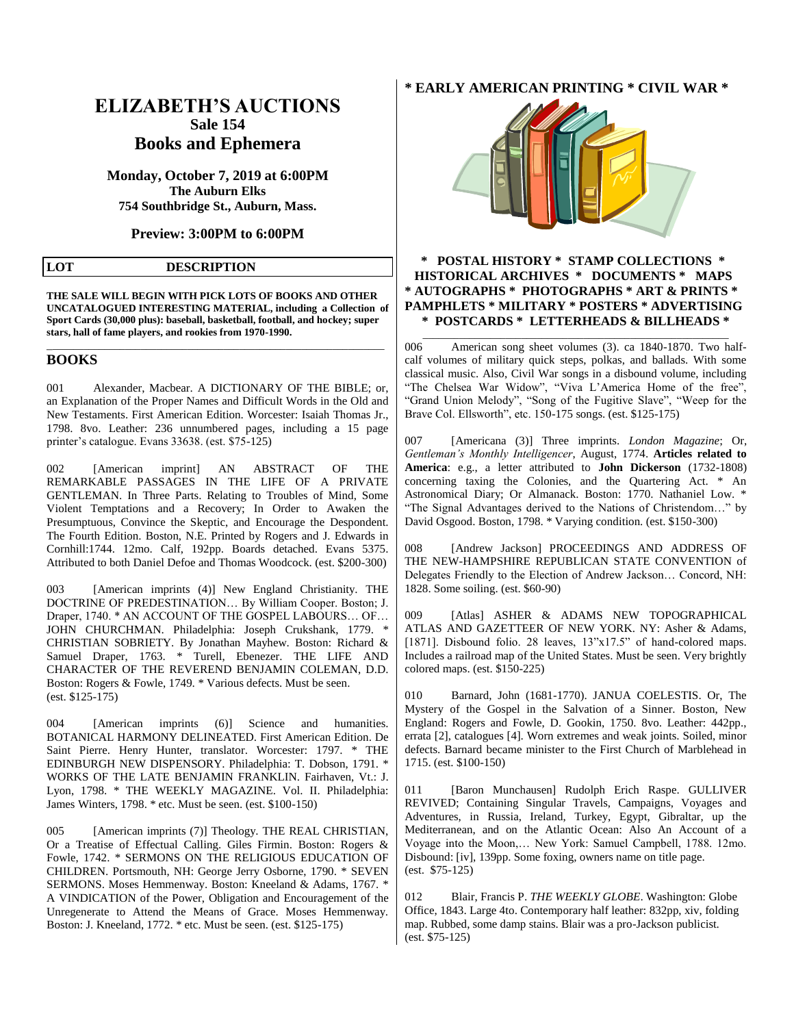# ELIZABETH'S AUCTIONS

## Sale 154

## Books and Ephemera

**Monday, October 7, 2019 at 6:00PM**
**The Auburn Elks**
**754 Southbridge St., Auburn, Mass.**

**Preview: 3:00PM to 6:00PM**

| LOT | DESCRIPTION |
|---|---|

**THE SALE WILL BEGIN WITH PICK LOTS OF BOOKS AND OTHER UNCATALOGUED INTERESTING MATERIAL, including a Collection of Sport Cards (30,000 plus): baseball, basketball, football, and hockey; super stars, hall of fame players, and rookies from 1970-1990.**

## BOOKS

001 Alexander, Macbear. A DICTIONARY OF THE BIBLE; or, an Explanation of the Proper Names and Difficult Words in the Old and New Testaments. First American Edition. Worcester: Isaiah Thomas Jr., 1798. 8vo. Leather: 236 unnumbered pages, including a 15 page printer's catalogue. Evans 33638. (est. $75-125)

002 [American imprint] AN ABSTRACT OF THE REMARKABLE PASSAGES IN THE LIFE OF A PRIVATE GENTLEMAN. In Three Parts. Relating to Troubles of Mind, Some Violent Temptations and a Recovery; In Order to Awaken the Presumptuous, Convince the Skeptic, and Encourage the Despondent. The Fourth Edition. Boston, N.E. Printed by Rogers and J. Edwards in Cornhill:1744. 12mo. Calf, 192pp. Boards detached. Evans 5375. Attributed to both Daniel Defoe and Thomas Woodcock. (est. $200-300)

003 [American imprints (4)] New England Christianity. THE DOCTRINE OF PREDESTINATION… By William Cooper. Boston; J. Draper, 1740. * AN ACCOUNT OF THE GOSPEL LABOURS… OF… JOHN CHURCHMAN. Philadelphia: Joseph Crukshank, 1779. * CHRISTIAN SOBRIETY. By Jonathan Mayhew. Boston: Richard & Samuel Draper, 1763. * Turell, Ebenezer. THE LIFE AND CHARACTER OF THE REVEREND BENJAMIN COLEMAN, D.D. Boston: Rogers & Fowle, 1749. * Various defects. Must be seen. (est. $125-175)

004 [American imprints (6)] Science and humanities. BOTANICAL HARMONY DELINEATED. First American Edition. De Saint Pierre. Henry Hunter, translator. Worcester: 1797. * THE EDINBURGH NEW DISPENSORY. Philadelphia: T. Dobson, 1791. * WORKS OF THE LATE BENJAMIN FRANKLIN. Fairhaven, Vt.: J. Lyon, 1798. * THE WEEKLY MAGAZINE. Vol. II. Philadelphia: James Winters, 1798. * etc. Must be seen. (est. $100-150)

005 [American imprints (7)] Theology. THE REAL CHRISTIAN, Or a Treatise of Effectual Calling. Giles Firmin. Boston: Rogers & Fowle, 1742. * SERMONS ON THE RELIGIOUS EDUCATION OF CHILDREN. Portsmouth, NH: George Jerry Osborne, 1790. * SEVEN SERMONS. Moses Hemmenway. Boston: Kneeland & Adams, 1767. * A VINDICATION of the Power, Obligation and Encouragement of the Unregenerate to Attend the Means of Grace. Moses Hemmenway. Boston: J. Kneeland, 1772. * etc. Must be seen. (est. $125-175)

**\* EARLY AMERICAN PRINTING \* CIVIL WAR \***

**\* POSTAL HISTORY \* STAMP COLLECTIONS \* HISTORICAL ARCHIVES \* DOCUMENTS \* MAPS \* AUTOGRAPHS \* PHOTOGRAPHS \* ART & PRINTS \* PAMPHLETS \* MILITARY \* POSTERS \* ADVERTISING \* POSTCARDS \* LETTERHEADS & BILLHEADS \***

006 American song sheet volumes (3). ca 1840-1870. Two half-calf volumes of military quick steps, polkas, and ballads. With some classical music. Also, Civil War songs in a disbound volume, including "The Chelsea War Widow", "Viva L'America Home of the free", "Grand Union Melody", "Song of the Fugitive Slave", "Weep for the Brave Col. Ellsworth", etc. 150-175 songs. (est. $125-175)

007 [Americana (3)] Three imprints. *London Magazine*; Or, *Gentleman's Monthly Intelligencer*, August, 1774. **Articles related to America**: e.g., a letter attributed to **John Dickerson** (1732-1808) concerning taxing the Colonies, and the Quartering Act. * An Astronomical Diary; Or Almanack. Boston: 1770. Nathaniel Low. * "The Signal Advantages derived to the Nations of Christendom…" by David Osgood. Boston, 1798. * Varying condition. (est. $150-300)

008 [Andrew Jackson] PROCEEDINGS AND ADDRESS OF THE NEW-HAMPSHIRE REPUBLICAN STATE CONVENTION of Delegates Friendly to the Election of Andrew Jackson… Concord, NH: 1828. Some soiling. (est. $60-90)

009 [Atlas] ASHER & ADAMS NEW TOPOGRAPHICAL ATLAS AND GAZETTEER OF NEW YORK. NY: Asher & Adams, [1871]. Disbound folio. 28 leaves, 13"x17.5" of hand-colored maps. Includes a railroad map of the United States. Must be seen. Very brightly colored maps. (est. $150-225)

010 Barnard, John (1681-1770). JANUA COELESTIS. Or, The Mystery of the Gospel in the Salvation of a Sinner. Boston, New England: Rogers and Fowle, D. Gookin, 1750. 8vo. Leather: 442pp., errata [2], catalogues [4]. Worn extremes and weak joints. Soiled, minor defects. Barnard became minister to the First Church of Marblehead in 1715. (est. $100-150)

011 [Baron Munchausen] Rudolph Erich Raspe. GULLIVER REVIVED; Containing Singular Travels, Campaigns, Voyages and Adventures, in Russia, Ireland, Turkey, Egypt, Gibraltar, up the Mediterranean, and on the Atlantic Ocean: Also An Account of a Voyage into the Moon,… New York: Samuel Campbell, 1788. 12mo. Disbound: [iv], 139pp. Some foxing, owners name on title page. (est. $75-125)

012 Blair, Francis P. *THE WEEKLY GLOBE*. Washington: Globe Office, 1843. Large 4to. Contemporary half leather: 832pp, xiv, folding map. Rubbed, some damp stains. Blair was a pro-Jackson publicist. (est. $75-125)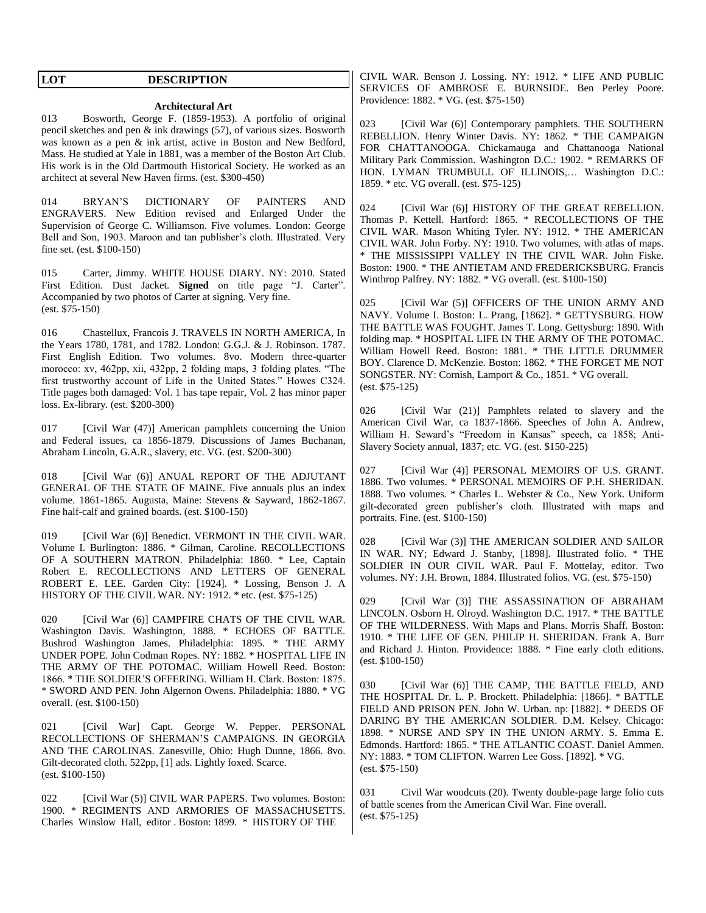| LOT | DESCRIPTION |
|---|---|

### Architectural Art

013 Bosworth, George F. (1859-1953). A portfolio of original pencil sketches and pen & ink drawings (57), of various sizes. Bosworth was known as a pen & ink artist, active in Boston and New Bedford, Mass. He studied at Yale in 1881, was a member of the Boston Art Club. His work is in the Old Dartmouth Historical Society. He worked as an architect at several New Haven firms. (est. $300-450)

014 BRYAN'S DICTIONARY OF PAINTERS AND ENGRAVERS. New Edition revised and Enlarged Under the Supervision of George C. Williamson. Five volumes. London: George Bell and Son, 1903. Maroon and tan publisher's cloth. Illustrated. Very fine set. (est. $100-150)

015 Carter, Jimmy. WHITE HOUSE DIARY. NY: 2010. Stated First Edition. Dust Jacket. **Signed** on title page "J. Carter". Accompanied by two photos of Carter at signing. Very fine. (est. $75-150)

016 Chastellux, Francois J. TRAVELS IN NORTH AMERICA, In the Years 1780, 1781, and 1782. London: G.G.J. & J. Robinson. 1787. First English Edition. Two volumes. 8vo. Modern three-quarter morocco: xv, 462pp, xii, 432pp, 2 folding maps, 3 folding plates. "The first trustworthy account of Life in the United States." Howes C324. Title pages both damaged: Vol. 1 has tape repair, Vol. 2 has minor paper loss. Ex-library. (est. $200-300)

017 [Civil War (47)] American pamphlets concerning the Union and Federal issues, ca 1856-1879. Discussions of James Buchanan, Abraham Lincoln, G.A.R., slavery, etc. VG. (est. $200-300)

018 [Civil War (6)] ANUAL REPORT OF THE ADJUTANT GENERAL OF THE STATE OF MAINE. Five annuals plus an index volume. 1861-1865. Augusta, Maine: Stevens & Sayward, 1862-1867. Fine half-calf and grained boards. (est. $100-150)

019 [Civil War (6)] Benedict. VERMONT IN THE CIVIL WAR. Volume I. Burlington: 1886. * Gilman, Caroline. RECOLLECTIONS OF A SOUTHERN MATRON. Philadelphia: 1860. * Lee, Captain Robert E. RECOLLECTIONS AND LETTERS OF GENERAL ROBERT E. LEE. Garden City: [1924]. * Lossing, Benson J. A HISTORY OF THE CIVIL WAR. NY: 1912. * etc. (est. $75-125)

020 [Civil War (6)] CAMPFIRE CHATS OF THE CIVIL WAR. Washington Davis. Washington, 1888. * ECHOES OF BATTLE. Bushrod Washington James. Philadelphia: 1895. * THE ARMY UNDER POPE. John Codman Ropes. NY: 1882. * HOSPITAL LIFE IN THE ARMY OF THE POTOMAC. William Howell Reed. Boston: 1866. * THE SOLDIER'S OFFERING. William H. Clark. Boston: 1875. * SWORD AND PEN. John Algernon Owens. Philadelphia: 1880. * VG overall. (est. $100-150)

021 [Civil War] Capt. George W. Pepper. PERSONAL RECOLLECTIONS OF SHERMAN'S CAMPAIGNS. IN GEORGIA AND THE CAROLINAS. Zanesville, Ohio: Hugh Dunne, 1866. 8vo. Gilt-decorated cloth. 522pp, [1] ads. Lightly foxed. Scarce. (est. $100-150)

022 [Civil War (5)] CIVIL WAR PAPERS. Two volumes. Boston: 1900. * REGIMENTS AND ARMORIES OF MASSACHUSETTS. Charles Winslow Hall, editor . Boston: 1899. * HISTORY OF THE CIVIL WAR. Benson J. Lossing. NY: 1912. * LIFE AND PUBLIC SERVICES OF AMBROSE E. BURNSIDE. Ben Perley Poore. Providence: 1882. * VG. (est. $75-150)

023 [Civil War (6)] Contemporary pamphlets. THE SOUTHERN REBELLION. Henry Winter Davis. NY: 1862. * THE CAMPAIGN FOR CHATTANOOGA. Chickamauga and Chattanooga National Military Park Commission. Washington D.C.: 1902. * REMARKS OF HON. LYMAN TRUMBULL OF ILLINOIS,… Washington D.C.: 1859. * etc. VG overall. (est. $75-125)

024 [Civil War (6)] HISTORY OF THE GREAT REBELLION. Thomas P. Kettell. Hartford: 1865. * RECOLLECTIONS OF THE CIVIL WAR. Mason Whiting Tyler. NY: 1912. * THE AMERICAN CIVIL WAR. John Forby. NY: 1910. Two volumes, with atlas of maps. * THE MISSISSIPPI VALLEY IN THE CIVIL WAR. John Fiske. Boston: 1900. * THE ANTIETAM AND FREDERICKSBURG. Francis Winthrop Palfrey. NY: 1882. * VG overall. (est. $100-150)

025 [Civil War (5)] OFFICERS OF THE UNION ARMY AND NAVY. Volume I. Boston: L. Prang, [1862]. * GETTYSBURG. HOW THE BATTLE WAS FOUGHT. James T. Long. Gettysburg: 1890. With folding map. * HOSPITAL LIFE IN THE ARMY OF THE POTOMAC. William Howell Reed. Boston: 1881. * THE LITTLE DRUMMER BOY. Clarence D. McKenzie. Boston: 1862. * THE FORGET ME NOT SONGSTER. NY: Cornish, Lamport & Co., 1851. * VG overall. (est. $75-125)

026 [Civil War (21)] Pamphlets related to slavery and the American Civil War, ca 1837-1866. Speeches of John A. Andrew, William H. Seward's "Freedom in Kansas" speech, ca 1858; Anti-Slavery Society annual, 1837; etc. VG. (est. $150-225)

027 [Civil War (4)] PERSONAL MEMOIRS OF U.S. GRANT. 1886. Two volumes. * PERSONAL MEMOIRS OF P.H. SHERIDAN. 1888. Two volumes. * Charles L. Webster & Co., New York. Uniform gilt-decorated green publisher's cloth. Illustrated with maps and portraits. Fine. (est. $100-150)

028 [Civil War (3)] THE AMERICAN SOLDIER AND SAILOR IN WAR. NY; Edward J. Stanby, [1898]. Illustrated folio. * THE SOLDIER IN OUR CIVIL WAR. Paul F. Mottelay, editor. Two volumes. NY: J.H. Brown, 1884. Illustrated folios. VG. (est. $75-150)

029 [Civil War (3)] THE ASSASSINATION OF ABRAHAM LINCOLN. Osborn H. Olroyd. Washington D.C. 1917. * THE BATTLE OF THE WILDERNESS. With Maps and Plans. Morris Shaff. Boston: 1910. * THE LIFE OF GEN. PHILIP H. SHERIDAN. Frank A. Burr and Richard J. Hinton. Providence: 1888. * Fine early cloth editions. (est. $100-150)

030 [Civil War (6)] THE CAMP, THE BATTLE FIELD, AND THE HOSPITAL Dr. L. P. Brockett. Philadelphia: [1866]. * BATTLE FIELD AND PRISON PEN. John W. Urban. np: [1882]. * DEEDS OF DARING BY THE AMERICAN SOLDIER. D.M. Kelsey. Chicago: 1898. * NURSE AND SPY IN THE UNION ARMY. S. Emma E. Edmonds. Hartford: 1865. * THE ATLANTIC COAST. Daniel Ammen. NY: 1883. * TOM CLIFTON. Warren Lee Goss. [1892]. * VG. (est. $75-150)

031 Civil War woodcuts (20). Twenty double-page large folio cuts of battle scenes from the American Civil War. Fine overall. (est. $75-125)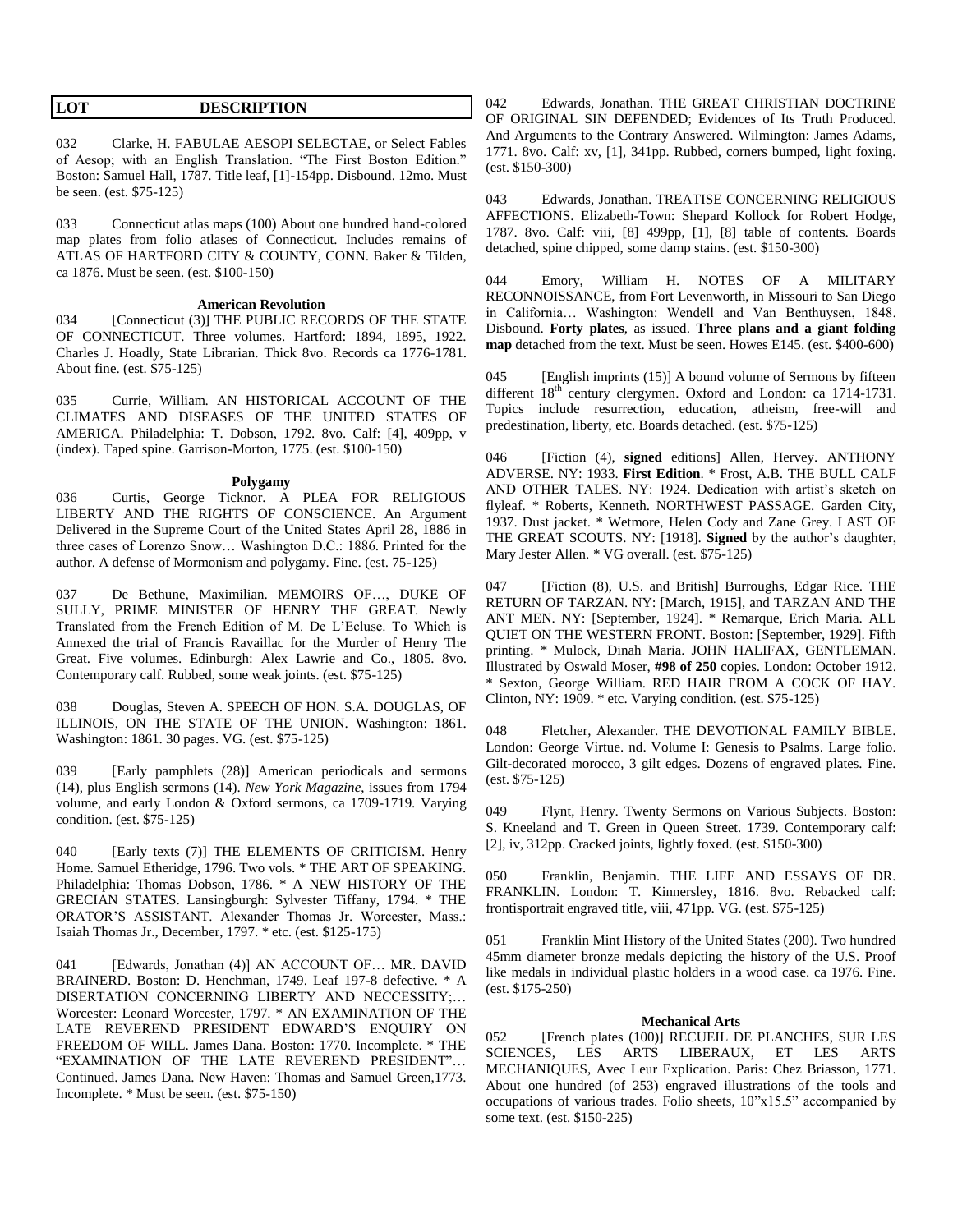| LOT | DESCRIPTION |
|---|---|

032 Clarke, H. FABULAE AESOPI SELECTAE, or Select Fables of Aesop; with an English Translation. "The First Boston Edition." Boston: Samuel Hall, 1787. Title leaf, [1]-154pp. Disbound. 12mo. Must be seen. (est. $75-125)

033 Connecticut atlas maps (100) About one hundred hand-colored map plates from folio atlases of Connecticut. Includes remains of ATLAS OF HARTFORD CITY & COUNTY, CONN. Baker & Tilden, ca 1876. Must be seen. (est. $100-150)

**American Revolution**

034 [Connecticut (3)] THE PUBLIC RECORDS OF THE STATE OF CONNECTICUT. Three volumes. Hartford: 1894, 1895, 1922. Charles J. Hoadly, State Librarian. Thick 8vo. Records ca 1776-1781. About fine. (est. $75-125)

035 Currie, William. AN HISTORICAL ACCOUNT OF THE CLIMATES AND DISEASES OF THE UNITED STATES OF AMERICA. Philadelphia: T. Dobson, 1792. 8vo. Calf: [4], 409pp, v (index). Taped spine. Garrison-Morton, 1775. (est. $100-150)

**Polygamy**

036 Curtis, George Ticknor. A PLEA FOR RELIGIOUS LIBERTY AND THE RIGHTS OF CONSCIENCE. An Argument Delivered in the Supreme Court of the United States April 28, 1886 in three cases of Lorenzo Snow… Washington D.C.: 1886. Printed for the author. A defense of Mormonism and polygamy. Fine. (est. 75-125)

037 De Bethune, Maximilian. MEMOIRS OF…, DUKE OF SULLY, PRIME MINISTER OF HENRY THE GREAT. Newly Translated from the French Edition of M. De L'Ecluse. To Which is Annexed the trial of Francis Ravaillac for the Murder of Henry The Great. Five volumes. Edinburgh: Alex Lawrie and Co., 1805. 8vo. Contemporary calf. Rubbed, some weak joints. (est. $75-125)

038 Douglas, Steven A. SPEECH OF HON. S.A. DOUGLAS, OF ILLINOIS, ON THE STATE OF THE UNION. Washington: 1861. Washington: 1861. 30 pages. VG. (est. $75-125)

039 [Early pamphlets (28)] American periodicals and sermons (14), plus English sermons (14). *New York Magazine*, issues from 1794 volume, and early London & Oxford sermons, ca 1709-1719. Varying condition. (est. $75-125)

040 [Early texts (7)] THE ELEMENTS OF CRITICISM. Henry Home. Samuel Etheridge, 1796. Two vols. * THE ART OF SPEAKING. Philadelphia: Thomas Dobson, 1786. * A NEW HISTORY OF THE GRECIAN STATES. Lansingburgh: Sylvester Tiffany, 1794. * THE ORATOR'S ASSISTANT. Alexander Thomas Jr. Worcester, Mass.: Isaiah Thomas Jr., December, 1797. * etc. (est. $125-175)

041 [Edwards, Jonathan (4)] AN ACCOUNT OF… MR. DAVID BRAINERD. Boston: D. Henchman, 1749. Leaf 197-8 defective. * A DISERTATION CONCERNING LIBERTY AND NECCESSITY;… Worcester: Leonard Worcester, 1797. * AN EXAMINATION OF THE LATE REVEREND PRESIDENT EDWARD'S ENQUIRY ON FREEDOM OF WILL. James Dana. Boston: 1770. Incomplete. * THE "EXAMINATION OF THE LATE REVEREND PRESIDENT"… Continued. James Dana. New Haven: Thomas and Samuel Green,1773. Incomplete. * Must be seen. (est. $75-150)

042 Edwards, Jonathan. THE GREAT CHRISTIAN DOCTRINE OF ORIGINAL SIN DEFENDED; Evidences of Its Truth Produced. And Arguments to the Contrary Answered. Wilmington: James Adams, 1771. 8vo. Calf: xv, [1], 341pp. Rubbed, corners bumped, light foxing. (est. $150-300)

043 Edwards, Jonathan. TREATISE CONCERNING RELIGIOUS AFFECTIONS. Elizabeth-Town: Shepard Kollock for Robert Hodge, 1787. 8vo. Calf: viii, [8] 499pp, [1], [8] table of contents. Boards detached, spine chipped, some damp stains. (est. $150-300)

044 Emory, William H. NOTES OF A MILITARY RECONNOISSANCE, from Fort Levenworth, in Missouri to San Diego in California… Washington: Wendell and Van Benthuysen, 1848. Disbound. **Forty plates**, as issued. **Three plans and a giant folding map** detached from the text. Must be seen. Howes E145. (est. $400-600)

045 [English imprints (15)] A bound volume of Sermons by fifteen different 18th century clergymen. Oxford and London: ca 1714-1731. Topics include resurrection, education, atheism, free-will and predestination, liberty, etc. Boards detached. (est. $75-125)

046 [Fiction (4), **signed** editions] Allen, Hervey. ANTHONY ADVERSE. NY: 1933. **First Edition**. * Frost, A.B. THE BULL CALF AND OTHER TALES. NY: 1924. Dedication with artist's sketch on flyleaf. * Roberts, Kenneth. NORTHWEST PASSAGE. Garden City, 1937. Dust jacket. * Wetmore, Helen Cody and Zane Grey. LAST OF THE GREAT SCOUTS. NY: [1918]. **Signed** by the author's daughter, Mary Jester Allen. * VG overall. (est. $75-125)

047 [Fiction (8), U.S. and British] Burroughs, Edgar Rice. THE RETURN OF TARZAN. NY: [March, 1915], and TARZAN AND THE ANT MEN. NY: [September, 1924]. * Remarque, Erich Maria. ALL QUIET ON THE WESTERN FRONT. Boston: [September, 1929]. Fifth printing. * Mulock, Dinah Maria. JOHN HALIFAX, GENTLEMAN. Illustrated by Oswald Moser, **#98 of 250** copies. London: October 1912. * Sexton, George William. RED HAIR FROM A COCK OF HAY. Clinton, NY: 1909. * etc. Varying condition. (est. $75-125)

048 Fletcher, Alexander. THE DEVOTIONAL FAMILY BIBLE. London: George Virtue. nd. Volume I: Genesis to Psalms. Large folio. Gilt-decorated morocco, 3 gilt edges. Dozens of engraved plates. Fine. (est. $75-125)

049 Flynt, Henry. Twenty Sermons on Various Subjects. Boston: S. Kneeland and T. Green in Queen Street. 1739. Contemporary calf: [2], iv, 312pp. Cracked joints, lightly foxed. (est. $150-300)

050 Franklin, Benjamin. THE LIFE AND ESSAYS OF DR. FRANKLIN. London: T. Kinnersley, 1816. 8vo. Rebacked calf: frontisportrait engraved title, viii, 471pp. VG. (est. $75-125)

051 Franklin Mint History of the United States (200). Two hundred 45mm diameter bronze medals depicting the history of the U.S. Proof like medals in individual plastic holders in a wood case. ca 1976. Fine. (est. $175-250)

**Mechanical Arts**

052 [French plates (100)] RECUEIL DE PLANCHES, SUR LES SCIENCES, LES ARTS LIBERAUX, ET LES ARTS MECHANIQUES, Avec Leur Explication. Paris: Chez Briasson, 1771. About one hundred (of 253) engraved illustrations of the tools and occupations of various trades. Folio sheets, 10"x15.5" accompanied by some text. (est. $150-225)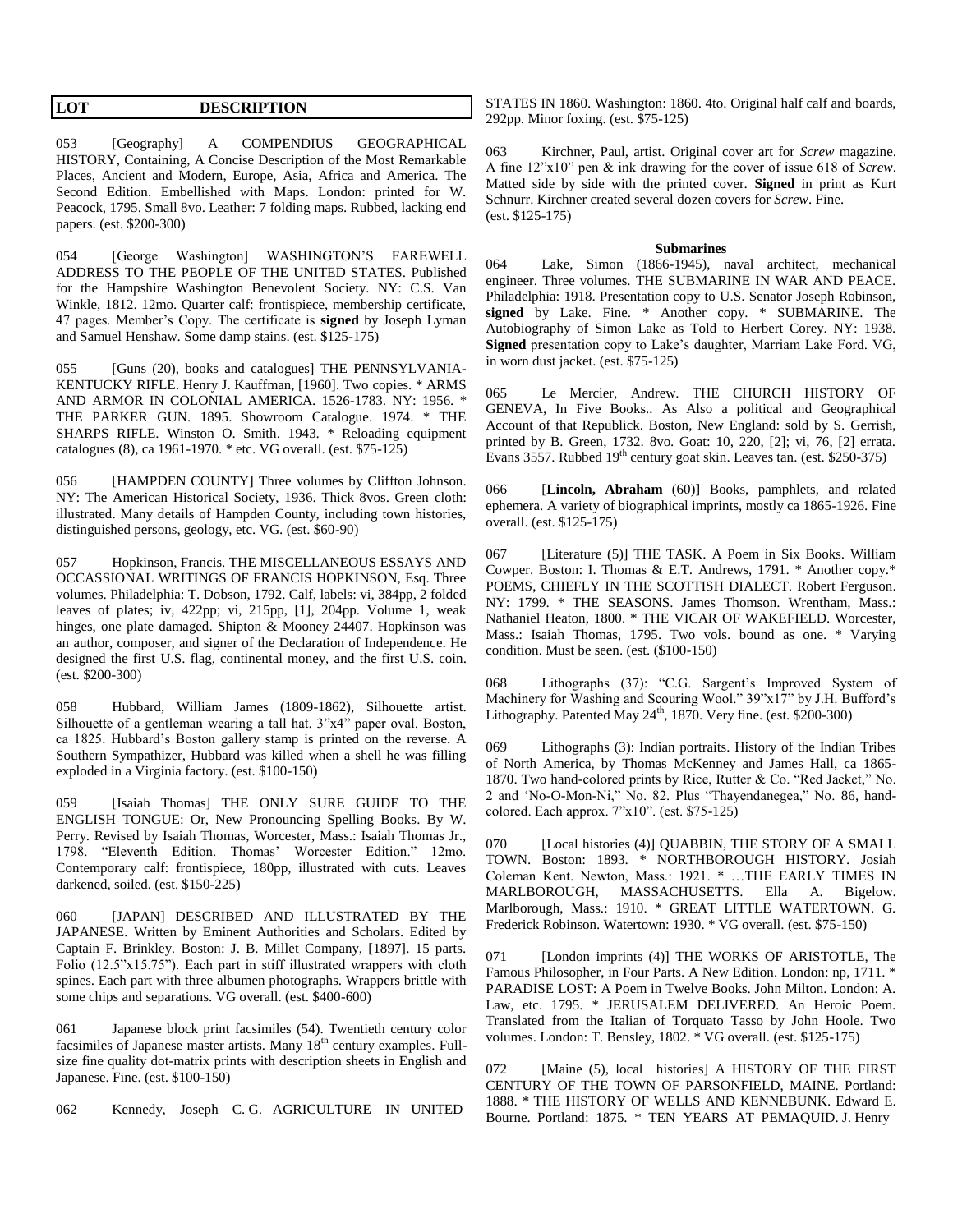| LOT | DESCRIPTION |
| --- | --- |

053 [Geography] A COMPENDIUS GEOGRAPHICAL HISTORY, Containing, A Concise Description of the Most Remarkable Places, Ancient and Modern, Europe, Asia, Africa and America. The Second Edition. Embellished with Maps. London: printed for W. Peacock, 1795. Small 8vo. Leather: 7 folding maps. Rubbed, lacking end papers. (est. $200-300)

054 [George Washington] WASHINGTON'S FAREWELL ADDRESS TO THE PEOPLE OF THE UNITED STATES. Published for the Hampshire Washington Benevolent Society. NY: C.S. Van Winkle, 1812. 12mo. Quarter calf: frontispiece, membership certificate, 47 pages. Member's Copy. The certificate is **signed** by Joseph Lyman and Samuel Henshaw. Some damp stains. (est. $125-175)

055 [Guns (20), books and catalogues] THE PENNSYLVANIA-KENTUCKY RIFLE. Henry J. Kauffman, [1960]. Two copies. * ARMS AND ARMOR IN COLONIAL AMERICA. 1526-1783. NY: 1956. * THE PARKER GUN. 1895. Showroom Catalogue. 1974. * THE SHARPS RIFLE. Winston O. Smith. 1943. * Reloading equipment catalogues (8), ca 1961-1970. * etc. VG overall. (est. $75-125)

056 [HAMPDEN COUNTY] Three volumes by Cliffton Johnson. NY: The American Historical Society, 1936. Thick 8vos. Green cloth: illustrated. Many details of Hampden County, including town histories, distinguished persons, geology, etc. VG. (est. $60-90)

057 Hopkinson, Francis. THE MISCELLANEOUS ESSAYS AND OCCASSIONAL WRITINGS OF FRANCIS HOPKINSON, Esq. Three volumes. Philadelphia: T. Dobson, 1792. Calf, labels: vi, 384pp, 2 folded leaves of plates; iv, 422pp; vi, 215pp, [1], 204pp. Volume 1, weak hinges, one plate damaged. Shipton & Mooney 24407. Hopkinson was an author, composer, and signer of the Declaration of Independence. He designed the first U.S. flag, continental money, and the first U.S. coin. (est. $200-300)

058 Hubbard, William James (1809-1862), Silhouette artist. Silhouette of a gentleman wearing a tall hat. 3"x4" paper oval. Boston, ca 1825. Hubbard's Boston gallery stamp is printed on the reverse. A Southern Sympathizer, Hubbard was killed when a shell he was filling exploded in a Virginia factory. (est. $100-150)

059 [Isaiah Thomas] THE ONLY SURE GUIDE TO THE ENGLISH TONGUE: Or, New Pronouncing Spelling Books. By W. Perry. Revised by Isaiah Thomas, Worcester, Mass.: Isaiah Thomas Jr., 1798. "Eleventh Edition. Thomas' Worcester Edition." 12mo. Contemporary calf: frontispiece, 180pp, illustrated with cuts. Leaves darkened, soiled. (est. $150-225)

060 [JAPAN] DESCRIBED AND ILLUSTRATED BY THE JAPANESE. Written by Eminent Authorities and Scholars. Edited by Captain F. Brinkley. Boston: J. B. Millet Company, [1897]. 15 parts. Folio (12.5"x15.75"). Each part in stiff illustrated wrappers with cloth spines. Each part with three albumen photographs. Wrappers brittle with some chips and separations. VG overall. (est. $400-600)

061 Japanese block print facsimiles (54). Twentieth century color facsimiles of Japanese master artists. Many 18th century examples. Full-size fine quality dot-matrix prints with description sheets in English and Japanese. Fine. (est. $100-150)

062 Kennedy, Joseph C. G. AGRICULTURE IN UNITED STATES IN 1860. Washington: 1860. 4to. Original half calf and boards, 292pp. Minor foxing. (est. $75-125)

063 Kirchner, Paul, artist. Original cover art for *Screw* magazine. A fine 12"x10" pen & ink drawing for the cover of issue 618 of *Screw*. Matted side by side with the printed cover. **Signed** in print as Kurt Schnurr. Kirchner created several dozen covers for *Screw*. Fine. (est. $125-175)

**Submarines**

064 Lake, Simon (1866-1945), naval architect, mechanical engineer. Three volumes. THE SUBMARINE IN WAR AND PEACE. Philadelphia: 1918. Presentation copy to U.S. Senator Joseph Robinson, **signed** by Lake. Fine. * Another copy. * SUBMARINE. The Autobiography of Simon Lake as Told to Herbert Corey. NY: 1938. **Signed** presentation copy to Lake's daughter, Marriam Lake Ford. VG, in worn dust jacket. (est. $75-125)

065 Le Mercier, Andrew. THE CHURCH HISTORY OF GENEVA, In Five Books.. As Also a political and Geographical Account of that Republick. Boston, New England: sold by S. Gerrish, printed by B. Green, 1732. 8vo. Goat: 10, 220, [2]; vi, 76, [2] errata. Evans 3557. Rubbed 19th century goat skin. Leaves tan. (est. $250-375)

066 [**Lincoln, Abraham** (60)] Books, pamphlets, and related ephemera. A variety of biographical imprints, mostly ca 1865-1926. Fine overall. (est. $125-175)

067 [Literature (5)] THE TASK. A Poem in Six Books. William Cowper. Boston: I. Thomas & E.T. Andrews, 1791. * Another copy.* POEMS, CHIEFLY IN THE SCOTTISH DIALECT. Robert Ferguson. NY: 1799. * THE SEASONS. James Thomson. Wrentham, Mass.: Nathaniel Heaton, 1800. * THE VICAR OF WAKEFIELD. Worcester, Mass.: Isaiah Thomas, 1795. Two vols. bound as one. * Varying condition. Must be seen. (est. ($100-150)

068 Lithographs (37): "C.G. Sargent's Improved System of Machinery for Washing and Scouring Wool." 39"x17" by J.H. Bufford's Lithography. Patented May 24th, 1870. Very fine. (est. $200-300)

069 Lithographs (3): Indian portraits. History of the Indian Tribes of North America, by Thomas McKenney and James Hall, ca 1865-1870. Two hand-colored prints by Rice, Rutter & Co. "Red Jacket," No. 2 and 'No-O-Mon-Ni," No. 82. Plus "Thayendanegea," No. 86, hand-colored. Each approx. 7"x10". (est. $75-125)

070 [Local histories (4)] QUABBIN, THE STORY OF A SMALL TOWN. Boston: 1893. * NORTHBOROUGH HISTORY. Josiah Coleman Kent. Newton, Mass.: 1921. * …THE EARLY TIMES IN MARLBOROUGH, MASSACHUSETTS. Ella A. Bigelow. Marlborough, Mass.: 1910. * GREAT LITTLE WATERTOWN. G. Frederick Robinson. Watertown: 1930. * VG overall. (est. $75-150)

071 [London imprints (4)] THE WORKS OF ARISTOTLE, The Famous Philosopher, in Four Parts. A New Edition. London: np, 1711. * PARADISE LOST: A Poem in Twelve Books. John Milton. London: A. Law, etc. 1795. * JERUSALEM DELIVERED. An Heroic Poem. Translated from the Italian of Torquato Tasso by John Hoole. Two volumes. London: T. Bensley, 1802. * VG overall. (est. $125-175)

072 [Maine (5), local histories] A HISTORY OF THE FIRST CENTURY OF THE TOWN OF PARSONFIELD, MAINE. Portland: 1888. * THE HISTORY OF WELLS AND KENNEBUNK. Edward E. Bourne. Portland: 1875. * TEN YEARS AT PEMAQUID. J. Henry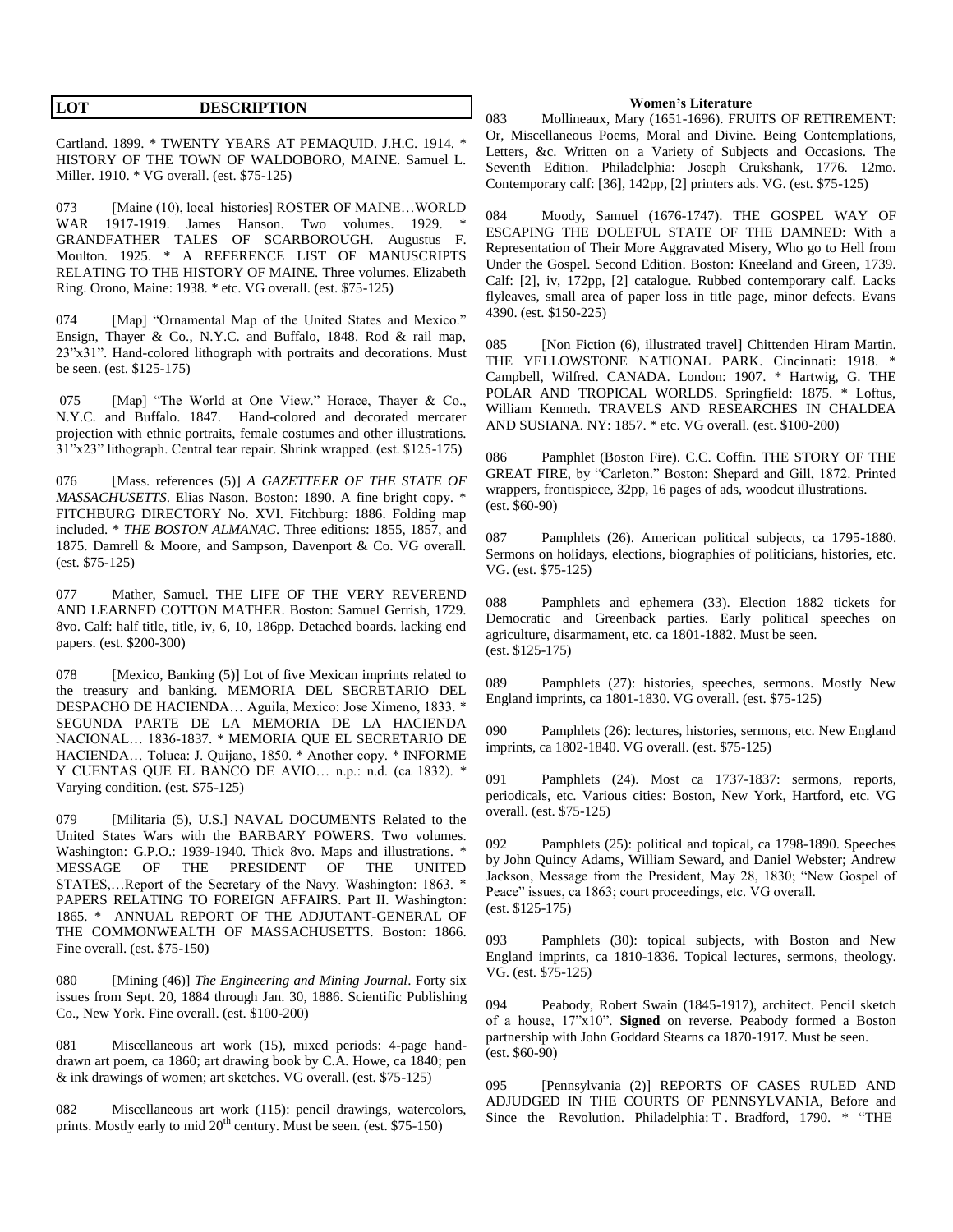| LOT | DESCRIPTION |
|---|---|

Cartland. 1899. * TWENTY YEARS AT PEMAQUID. J.H.C. 1914. * HISTORY OF THE TOWN OF WALDOBORO, MAINE. Samuel L. Miller. 1910. * VG overall. (est. $75-125)

073 [Maine (10), local histories] ROSTER OF MAINE…WORLD WAR 1917-1919. James Hanson. Two volumes. 1929. * GRANDFATHER TALES OF SCARBOROUGH. Augustus F. Moulton. 1925. * A REFERENCE LIST OF MANUSCRIPTS RELATING TO THE HISTORY OF MAINE. Three volumes. Elizabeth Ring. Orono, Maine: 1938. * etc. VG overall. (est. $75-125)

074 [Map] "Ornamental Map of the United States and Mexico." Ensign, Thayer & Co., N.Y.C. and Buffalo, 1848. Rod & rail map, 23"x31". Hand-colored lithograph with portraits and decorations. Must be seen. (est. $125-175)

075 [Map] "The World at One View." Horace, Thayer & Co., N.Y.C. and Buffalo. 1847. Hand-colored and decorated mercater projection with ethnic portraits, female costumes and other illustrations. 31"x23" lithograph. Central tear repair. Shrink wrapped. (est. $125-175)

076 [Mass. references (5)] *A GAZETTEER OF THE STATE OF MASSACHUSETTS*. Elias Nason. Boston: 1890. A fine bright copy. * FITCHBURG DIRECTORY No. XVI. Fitchburg: 1886. Folding map included. * *THE BOSTON ALMANAC*. Three editions: 1855, 1857, and 1875. Damrell & Moore, and Sampson, Davenport & Co. VG overall. (est. $75-125)

077 Mather, Samuel. THE LIFE OF THE VERY REVEREND AND LEARNED COTTON MATHER. Boston: Samuel Gerrish, 1729. 8vo. Calf: half title, title, iv, 6, 10, 186pp. Detached boards. lacking end papers. (est. $200-300)

078 [Mexico, Banking (5)] Lot of five Mexican imprints related to the treasury and banking. MEMORIA DEL SECRETARIO DEL DESPACHO DE HACIENDA… Aguila, Mexico: Jose Ximeno, 1833. * SEGUNDA PARTE DE LA MEMORIA DE LA HACIENDA NACIONAL… 1836-1837. * MEMORIA QUE EL SECRETARIO DE HACIENDA… Toluca: J. Quijano, 1850. * Another copy. * INFORME Y CUENTAS QUE EL BANCO DE AVIO… n.p.: n.d. (ca 1832). * Varying condition. (est. $75-125)

079 [Militaria (5), U.S.] NAVAL DOCUMENTS Related to the United States Wars with the BARBARY POWERS. Two volumes. Washington: G.P.O.: 1939-1940. Thick 8vo. Maps and illustrations. * MESSAGE OF THE PRESIDENT OF THE UNITED STATES,…Report of the Secretary of the Navy. Washington: 1863. * PAPERS RELATING TO FOREIGN AFFAIRS. Part II. Washington: 1865. * ANNUAL REPORT OF THE ADJUTANT-GENERAL OF THE COMMONWEALTH OF MASSACHUSETTS. Boston: 1866. Fine overall. (est. $75-150)

080 [Mining (46)] *The Engineering and Mining Journal*. Forty six issues from Sept. 20, 1884 through Jan. 30, 1886. Scientific Publishing Co., New York. Fine overall. (est. $100-200)

081 Miscellaneous art work (15), mixed periods: 4-page hand-drawn art poem, ca 1860; art drawing book by C.A. Howe, ca 1840; pen & ink drawings of women; art sketches. VG overall. (est. $75-125)

082 Miscellaneous art work (115): pencil drawings, watercolors, prints. Mostly early to mid 20th century. Must be seen. (est. $75-150)

**Women's Literature**

083 Mollineaux, Mary (1651-1696). FRUITS OF RETIREMENT: Or, Miscellaneous Poems, Moral and Divine. Being Contemplations, Letters, &c. Written on a Variety of Subjects and Occasions. The Seventh Edition. Philadelphia: Joseph Crukshank, 1776. 12mo. Contemporary calf: [36], 142pp, [2] printers ads. VG. (est. $75-125)

084 Moody, Samuel (1676-1747). THE GOSPEL WAY OF ESCAPING THE DOLEFUL STATE OF THE DAMNED: With a Representation of Their More Aggravated Misery, Who go to Hell from Under the Gospel. Second Edition. Boston: Kneeland and Green, 1739. Calf: [2], iv, 172pp, [2] catalogue. Rubbed contemporary calf. Lacks flyleaves, small area of paper loss in title page, minor defects. Evans 4390. (est. $150-225)

085 [Non Fiction (6), illustrated travel] Chittenden Hiram Martin. THE YELLOWSTONE NATIONAL PARK. Cincinnati: 1918. * Campbell, Wilfred. CANADA. London: 1907. * Hartwig, G. THE POLAR AND TROPICAL WORLDS. Springfield: 1875. * Loftus, William Kenneth. TRAVELS AND RESEARCHES IN CHALDEA AND SUSIANA. NY: 1857. * etc. VG overall. (est. $100-200)

086 Pamphlet (Boston Fire). C.C. Coffin. THE STORY OF THE GREAT FIRE, by "Carleton." Boston: Shepard and Gill, 1872. Printed wrappers, frontispiece, 32pp, 16 pages of ads, woodcut illustrations. (est. $60-90)

087 Pamphlets (26). American political subjects, ca 1795-1880. Sermons on holidays, elections, biographies of politicians, histories, etc. VG. (est. $75-125)

088 Pamphlets and ephemera (33). Election 1882 tickets for Democratic and Greenback parties. Early political speeches on agriculture, disarmament, etc. ca 1801-1882. Must be seen. (est. $125-175)

089 Pamphlets (27): histories, speeches, sermons. Mostly New England imprints, ca 1801-1830. VG overall. (est. $75-125)

090 Pamphlets (26): lectures, histories, sermons, etc. New England imprints, ca 1802-1840. VG overall. (est. $75-125)

091 Pamphlets (24). Most ca 1737-1837: sermons, reports, periodicals, etc. Various cities: Boston, New York, Hartford, etc. VG overall. (est. $75-125)

092 Pamphlets (25): political and topical, ca 1798-1890. Speeches by John Quincy Adams, William Seward, and Daniel Webster; Andrew Jackson, Message from the President, May 28, 1830; "New Gospel of Peace" issues, ca 1863; court proceedings, etc. VG overall. (est. $125-175)

093 Pamphlets (30): topical subjects, with Boston and New England imprints, ca 1810-1836. Topical lectures, sermons, theology. VG. (est. $75-125)

094 Peabody, Robert Swain (1845-1917), architect. Pencil sketch of a house, 17"x10". **Signed** on reverse. Peabody formed a Boston partnership with John Goddard Stearns ca 1870-1917. Must be seen. (est. $60-90)

095 [Pennsylvania (2)] REPORTS OF CASES RULED AND ADJUDGED IN THE COURTS OF PENNSYLVANIA, Before and Since the Revolution. Philadelphia: T . Bradford, 1790. * "THE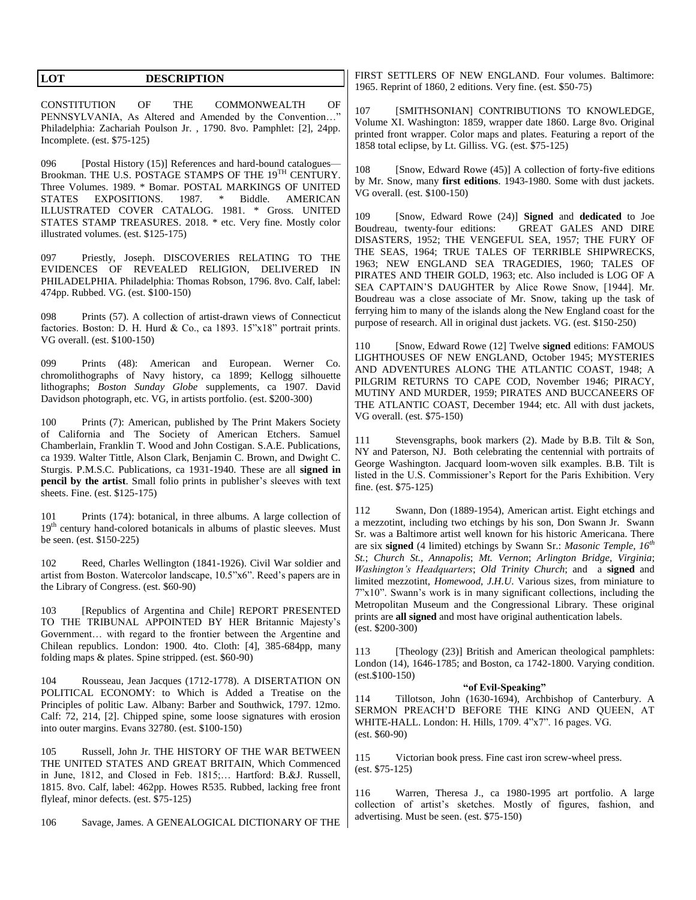| LOT | DESCRIPTION |
|---|---|

CONSTITUTION OF THE COMMONWEALTH OF PENNSYLVANIA, As Altered and Amended by the Convention…" Philadelphia: Zachariah Poulson Jr. , 1790. 8vo. Pamphlet: [2], 24pp. Incomplete. (est. $75-125)

096 [Postal History (15)] References and hard-bound catalogues—Brookman. THE U.S. POSTAGE STAMPS OF THE 19TH CENTURY. Three Volumes. 1989. * Bomar. POSTAL MARKINGS OF UNITED STATES EXPOSITIONS. 1987. * Biddle. AMERICAN ILLUSTRATED COVER CATALOG. 1981. * Gross. UNITED STATES STAMP TREASURES. 2018. * etc. Very fine. Mostly color illustrated volumes. (est. $125-175)

097 Priestly, Joseph. DISCOVERIES RELATING TO THE EVIDENCES OF REVEALED RELIGION, DELIVERED IN PHILADELPHIA. Philadelphia: Thomas Robson, 1796. 8vo. Calf, label: 474pp. Rubbed. VG. (est. $100-150)

098 Prints (57). A collection of artist-drawn views of Connecticut factories. Boston: D. H. Hurd & Co., ca 1893. 15"x18" portrait prints. VG overall. (est. $100-150)

099 Prints (48): American and European. Werner Co. chromolithographs of Navy history, ca 1899; Kellogg silhouette lithographs; *Boston Sunday Globe* supplements, ca 1907. David Davidson photograph, etc. VG, in artists portfolio. (est. $200-300)

100 Prints (7): American, published by The Print Makers Society of California and The Society of American Etchers. Samuel Chamberlain, Franklin T. Wood and John Costigan. S.A.E. Publications, ca 1939. Walter Tittle, Alson Clark, Benjamin C. Brown, and Dwight C. Sturgis. P.M.S.C. Publications, ca 1931-1940. These are all **signed in pencil by the artist**. Small folio prints in publisher's sleeves with text sheets. Fine. (est. $125-175)

101 Prints (174): botanical, in three albums. A large collection of 19th century hand-colored botanicals in albums of plastic sleeves. Must be seen. (est. $150-225)

102 Reed, Charles Wellington (1841-1926). Civil War soldier and artist from Boston. Watercolor landscape, 10.5"x6". Reed's papers are in the Library of Congress. (est. $60-90)

103 [Republics of Argentina and Chile] REPORT PRESENTED TO THE TRIBUNAL APPOINTED BY HER Britannic Majesty's Government… with regard to the frontier between the Argentine and Chilean republics. London: 1900. 4to. Cloth: [4], 385-684pp, many folding maps & plates. Spine stripped. (est. $60-90)

104 Rousseau, Jean Jacques (1712-1778). A DISERTATION ON POLITICAL ECONOMY: to Which is Added a Treatise on the Principles of politic Law. Albany: Barber and Southwick, 1797. 12mo. Calf: 72, 214, [2]. Chipped spine, some loose signatures with erosion into outer margins. Evans 32780. (est. $100-150)

105 Russell, John Jr. THE HISTORY OF THE WAR BETWEEN THE UNITED STATES AND GREAT BRITAIN, Which Commenced in June, 1812, and Closed in Feb. 1815;… Hartford: B.&J. Russell, 1815. 8vo. Calf, label: 462pp. Howes R535. Rubbed, lacking free front flyleaf, minor defects. (est. $75-125)

106 Savage, James. A GENEALOGICAL DICTIONARY OF THE FIRST SETTLERS OF NEW ENGLAND. Four volumes. Baltimore: 1965. Reprint of 1860, 2 editions. Very fine. (est. $50-75)

107 [SMITHSONIAN] CONTRIBUTIONS TO KNOWLEDGE, Volume XI. Washington: 1859, wrapper date 1860. Large 8vo. Original printed front wrapper. Color maps and plates. Featuring a report of the 1858 total eclipse, by Lt. Gilliss. VG. (est. $75-125)

108 [Snow, Edward Rowe (45)] A collection of forty-five editions by Mr. Snow, many **first editions**. 1943-1980. Some with dust jackets. VG overall. (est. $100-150)

109 [Snow, Edward Rowe (24)] **Signed** and **dedicated** to Joe Boudreau, twenty-four editions: GREAT GALES AND DIRE DISASTERS, 1952; THE VENGEFUL SEA, 1957; THE FURY OF THE SEAS, 1964; TRUE TALES OF TERRIBLE SHIPWRECKS, 1963; NEW ENGLAND SEA TRAGEDIES, 1960; TALES OF PIRATES AND THEIR GOLD, 1963; etc. Also included is LOG OF A SEA CAPTAIN'S DAUGHTER by Alice Rowe Snow, [1944]. Mr. Boudreau was a close associate of Mr. Snow, taking up the task of ferrying him to many of the islands along the New England coast for the purpose of research. All in original dust jackets. VG. (est. $150-250)

110 [Snow, Edward Rowe (12] Twelve **signed** editions: FAMOUS LIGHTHOUSES OF NEW ENGLAND, October 1945; MYSTERIES AND ADVENTURES ALONG THE ATLANTIC COAST, 1948; A PILGRIM RETURNS TO CAPE COD, November 1946; PIRACY, MUTINY AND MURDER, 1959; PIRATES AND BUCCANEERS OF THE ATLANTIC COAST, December 1944; etc. All with dust jackets, VG overall. (est. $75-150)

111 Stevensgraphs, book markers (2). Made by B.B. Tilt & Son, NY and Paterson, NJ. Both celebrating the centennial with portraits of George Washington. Jacquard loom-woven silk examples. B.B. Tilt is listed in the U.S. Commissioner's Report for the Paris Exhibition. Very fine. (est. $75-125)

112 Swann, Don (1889-1954), American artist. Eight etchings and a mezzotint, including two etchings by his son, Don Swann Jr. Swann Sr. was a Baltimore artist well known for his historic Americana. There are six **signed** (4 limited) etchings by Swann Sr.: *Masonic Temple, 16th St.*; *Church St., Annapolis*; *Mt. Vernon*; *Arlington Bridge, Virginia*; *Washington's Headquarters*; *Old Trinity Church*; and a **signed** and limited mezzotint, *Homewood, J.H.U.* Various sizes, from miniature to 7"x10". Swann's work is in many significant collections, including the Metropolitan Museum and the Congressional Library. These original prints are **all signed** and most have original authentication labels. (est. $200-300)

113 [Theology (23)] British and American theological pamphlets: London (14), 1646-1785; and Boston, ca 1742-1800. Varying condition. (est.$100-150)

**"of Evil-Speaking"**

114 Tillotson, John (1630-1694), Archbishop of Canterbury. A SERMON PREACH'D BEFORE THE KING AND QUEEN, AT WHITE-HALL. London: H. Hills, 1709. 4"x7". 16 pages. VG. (est. $60-90)

115 Victorian book press. Fine cast iron screw-wheel press. (est. $75-125)

116 Warren, Theresa J., ca 1980-1995 art portfolio. A large collection of artist's sketches. Mostly of figures, fashion, and advertising. Must be seen. (est. $75-150)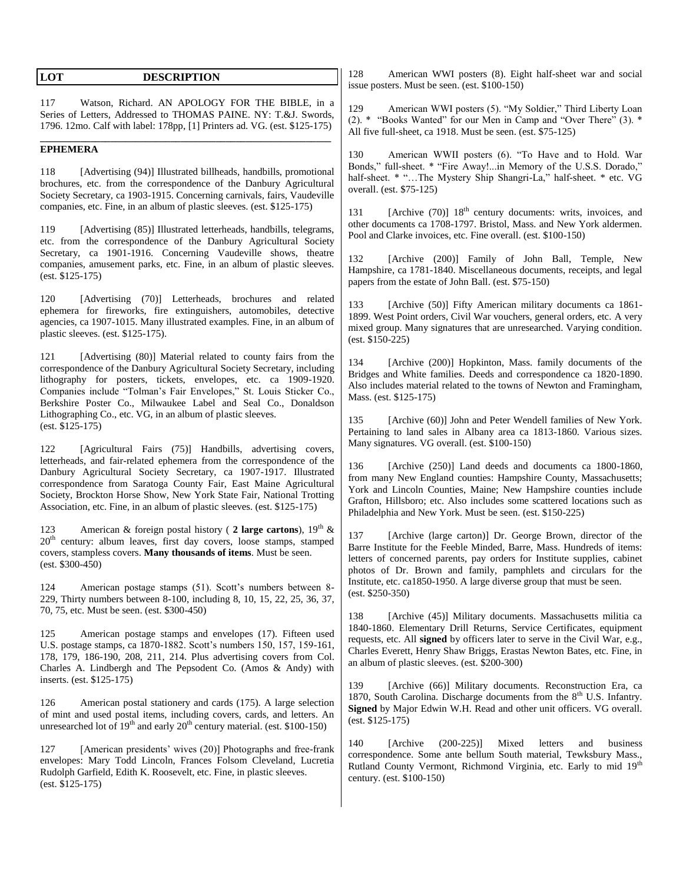| LOT | DESCRIPTION |
|---|---|

117 Watson, Richard. AN APOLOGY FOR THE BIBLE, in a Series of Letters, Addressed to THOMAS PAINE. NY: T.&J. Swords, 1796. 12mo. Calf with label: 178pp, [1] Printers ad. VG. (est. $125-175)

## EPHEMERA

118 [Advertising (94)] Illustrated billheads, handbills, promotional brochures, etc. from the correspondence of the Danbury Agricultural Society Secretary, ca 1903-1915. Concerning carnivals, fairs, Vaudeville companies, etc. Fine, in an album of plastic sleeves. (est. $125-175)

119 [Advertising (85)] Illustrated letterheads, handbills, telegrams, etc. from the correspondence of the Danbury Agricultural Society Secretary, ca 1901-1916. Concerning Vaudeville shows, theatre companies, amusement parks, etc. Fine, in an album of plastic sleeves. (est. $125-175)

120 [Advertising (70)] Letterheads, brochures and related ephemera for fireworks, fire extinguishers, automobiles, detective agencies, ca 1907-1015. Many illustrated examples. Fine, in an album of plastic sleeves. (est. $125-175).

121 [Advertising (80)] Material related to county fairs from the correspondence of the Danbury Agricultural Society Secretary, including lithography for posters, tickets, envelopes, etc. ca 1909-1920. Companies include "Tolman's Fair Envelopes," St. Louis Sticker Co., Berkshire Poster Co., Milwaukee Label and Seal Co., Donaldson Lithographing Co., etc. VG, in an album of plastic sleeves. (est. $125-175)

122 [Agricultural Fairs (75)] Handbills, advertising covers, letterheads, and fair-related ephemera from the correspondence of the Danbury Agricultural Society Secretary, ca 1907-1917. Illustrated correspondence from Saratoga County Fair, East Maine Agricultural Society, Brockton Horse Show, New York State Fair, National Trotting Association, etc. Fine, in an album of plastic sleeves. (est. $125-175)

123 American & foreign postal history ( **2 large cartons**), 19th & 20th century: album leaves, first day covers, loose stamps, stamped covers, stampless covers. **Many thousands of items**. Must be seen. (est. $300-450)

124 American postage stamps (51). Scott's numbers between 8-229, Thirty numbers between 8-100, including 8, 10, 15, 22, 25, 36, 37, 70, 75, etc. Must be seen. (est. $300-450)

125 American postage stamps and envelopes (17). Fifteen used U.S. postage stamps, ca 1870-1882. Scott's numbers 150, 157, 159-161, 178, 179, 186-190, 208, 211, 214. Plus advertising covers from Col. Charles A. Lindbergh and The Pepsodent Co. (Amos & Andy) with inserts. (est. $125-175)

126 American postal stationery and cards (175). A large selection of mint and used postal items, including covers, cards, and letters. An unresearched lot of 19th and early 20th century material. (est. $100-150)

127 [American presidents' wives (20)] Photographs and free-frank envelopes: Mary Todd Lincoln, Frances Folsom Cleveland, Lucretia Rudolph Garfield, Edith K. Roosevelt, etc. Fine, in plastic sleeves. (est. $125-175)

128 American WWI posters (8). Eight half-sheet war and social issue posters. Must be seen. (est. $100-150)

129 American WWI posters (5). "My Soldier," Third Liberty Loan (2). * "Books Wanted" for our Men in Camp and "Over There" (3). * All five full-sheet, ca 1918. Must be seen. (est. $75-125)

130 American WWII posters (6). "To Have and to Hold. War Bonds," full-sheet. * "Fire Away!...in Memory of the U.S.S. Dorado," half-sheet. * "…The Mystery Ship Shangri-La," half-sheet. * etc. VG overall. (est. $75-125)

131 [Archive (70)] 18th century documents: writs, invoices, and other documents ca 1708-1797. Bristol, Mass. and New York aldermen. Pool and Clarke invoices, etc. Fine overall. (est. $100-150)

132 [Archive (200)] Family of John Ball, Temple, New Hampshire, ca 1781-1840. Miscellaneous documents, receipts, and legal papers from the estate of John Ball. (est. $75-150)

133 [Archive (50)] Fifty American military documents ca 1861-1899. West Point orders, Civil War vouchers, general orders, etc. A very mixed group. Many signatures that are unresearched. Varying condition. (est. $150-225)

134 [Archive (200)] Hopkinton, Mass. family documents of the Bridges and White families. Deeds and correspondence ca 1820-1890. Also includes material related to the towns of Newton and Framingham, Mass. (est. $125-175)

135 [Archive (60)] John and Peter Wendell families of New York. Pertaining to land sales in Albany area ca 1813-1860. Various sizes. Many signatures. VG overall. (est. $100-150)

136 [Archive (250)] Land deeds and documents ca 1800-1860, from many New England counties: Hampshire County, Massachusetts; York and Lincoln Counties, Maine; New Hampshire counties include Grafton, Hillsboro; etc. Also includes some scattered locations such as Philadelphia and New York. Must be seen. (est. $150-225)

137 [Archive (large carton)] Dr. George Brown, director of the Barre Institute for the Feeble Minded, Barre, Mass. Hundreds of items: letters of concerned parents, pay orders for Institute supplies, cabinet photos of Dr. Brown and family, pamphlets and circulars for the Institute, etc. ca1850-1950. A large diverse group that must be seen. (est. $250-350)

138 [Archive (45)] Military documents. Massachusetts militia ca 1840-1860. Elementary Drill Returns, Service Certificates, equipment requests, etc. All **signed** by officers later to serve in the Civil War, e.g., Charles Everett, Henry Shaw Briggs, Erastas Newton Bates, etc. Fine, in an album of plastic sleeves. (est. $200-300)

139 [Archive (66)] Military documents. Reconstruction Era, ca 1870, South Carolina. Discharge documents from the 8th U.S. Infantry. **Signed** by Major Edwin W.H. Read and other unit officers. VG overall. (est. $125-175)

140 [Archive (200-225)] Mixed letters and business correspondence. Some ante bellum South material, Tewksbury Mass., Rutland County Vermont, Richmond Virginia, etc. Early to mid 19th century. (est. $100-150)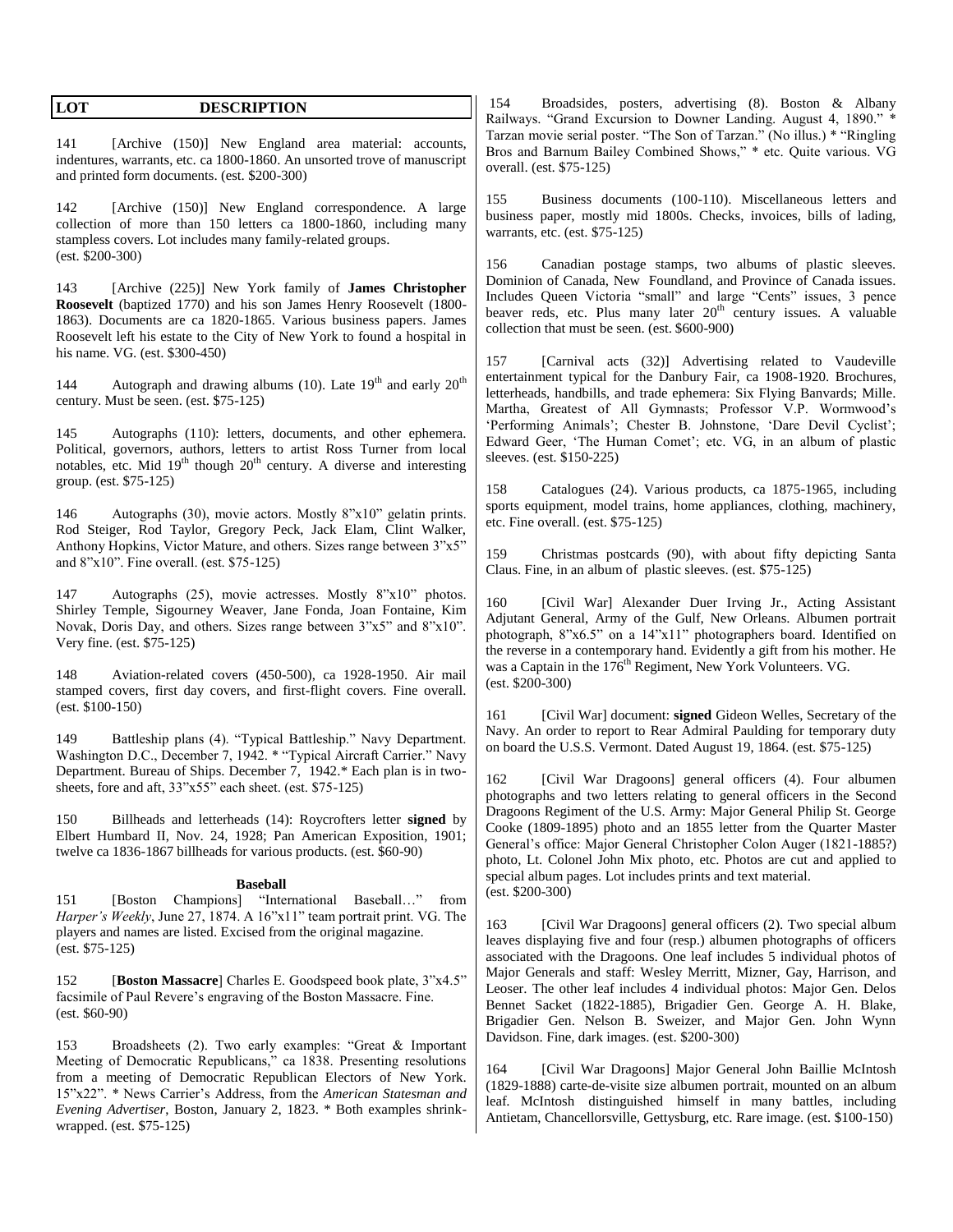| LOT | DESCRIPTION |
|---|---|

141 [Archive (150)] New England area material: accounts, indentures, warrants, etc. ca 1800-1860. An unsorted trove of manuscript and printed form documents. (est. $200-300)

142 [Archive (150)] New England correspondence. A large collection of more than 150 letters ca 1800-1860, including many stampless covers. Lot includes many family-related groups. (est. $200-300)

143 [Archive (225)] New York family of **James Christopher Roosevelt** (baptized 1770) and his son James Henry Roosevelt (1800-1863). Documents are ca 1820-1865. Various business papers. James Roosevelt left his estate to the City of New York to found a hospital in his name. VG. (est. $300-450)

144 Autograph and drawing albums (10). Late 19th and early 20th century. Must be seen. (est. $75-125)

145 Autographs (110): letters, documents, and other ephemera. Political, governors, authors, letters to artist Ross Turner from local notables, etc. Mid 19th though 20th century. A diverse and interesting group. (est. $75-125)

146 Autographs (30), movie actors. Mostly 8"x10" gelatin prints. Rod Steiger, Rod Taylor, Gregory Peck, Jack Elam, Clint Walker, Anthony Hopkins, Victor Mature, and others. Sizes range between 3"x5" and 8"x10". Fine overall. (est. $75-125)

147 Autographs (25), movie actresses. Mostly 8"x10" photos. Shirley Temple, Sigourney Weaver, Jane Fonda, Joan Fontaine, Kim Novak, Doris Day, and others. Sizes range between 3"x5" and 8"x10". Very fine. (est. $75-125)

148 Aviation-related covers (450-500), ca 1928-1950. Air mail stamped covers, first day covers, and first-flight covers. Fine overall. (est. $100-150)

149 Battleship plans (4). "Typical Battleship." Navy Department. Washington D.C., December 7, 1942. * "Typical Aircraft Carrier." Navy Department. Bureau of Ships. December 7, 1942.* Each plan is in two-sheets, fore and aft, 33"x55" each sheet. (est. $75-125)

150 Billheads and letterheads (14): Roycrofters letter **signed** by Elbert Humbard II, Nov. 24, 1928; Pan American Exposition, 1901; twelve ca 1836-1867 billheads for various products. (est. $60-90)

**Baseball**

151 [Boston Champions] "International Baseball…" from *Harper's Weekly*, June 27, 1874. A 16"x11" team portrait print. VG. The players and names are listed. Excised from the original magazine. (est. $75-125)

152 [**Boston Massacre**] Charles E. Goodspeed book plate, 3"x4.5" facsimile of Paul Revere's engraving of the Boston Massacre. Fine. (est. $60-90)

153 Broadsheets (2). Two early examples: "Great & Important Meeting of Democratic Republicans," ca 1838. Presenting resolutions from a meeting of Democratic Republican Electors of New York. 15"x22". * News Carrier's Address, from the *American Statesman and Evening Advertiser*, Boston, January 2, 1823. * Both examples shrink-wrapped. (est. $75-125)

154 Broadsides, posters, advertising (8). Boston & Albany Railways. "Grand Excursion to Downer Landing. August 4, 1890." * Tarzan movie serial poster. "The Son of Tarzan." (No illus.) * "Ringling Bros and Barnum Bailey Combined Shows," * etc. Quite various. VG overall. (est. $75-125)

155 Business documents (100-110). Miscellaneous letters and business paper, mostly mid 1800s. Checks, invoices, bills of lading, warrants, etc. (est. $75-125)

156 Canadian postage stamps, two albums of plastic sleeves. Dominion of Canada, New Foundland, and Province of Canada issues. Includes Queen Victoria "small" and large "Cents" issues, 3 pence beaver reds, etc. Plus many later 20th century issues. A valuable collection that must be seen. (est. $600-900)

157 [Carnival acts (32)] Advertising related to Vaudeville entertainment typical for the Danbury Fair, ca 1908-1920. Brochures, letterheads, handbills, and trade ephemera: Six Flying Banvards; Mille. Martha, Greatest of All Gymnasts; Professor V.P. Wormwood's 'Performing Animals'; Chester B. Johnstone, 'Dare Devil Cyclist'; Edward Geer, 'The Human Comet'; etc. VG, in an album of plastic sleeves. (est. $150-225)

158 Catalogues (24). Various products, ca 1875-1965, including sports equipment, model trains, home appliances, clothing, machinery, etc. Fine overall. (est. $75-125)

159 Christmas postcards (90), with about fifty depicting Santa Claus. Fine, in an album of plastic sleeves. (est. $75-125)

160 [Civil War] Alexander Duer Irving Jr., Acting Assistant Adjutant General, Army of the Gulf, New Orleans. Albumen portrait photograph, 8"x6.5" on a 14"x11" photographers board. Identified on the reverse in a contemporary hand. Evidently a gift from his mother. He was a Captain in the 176th Regiment, New York Volunteers. VG. (est. $200-300)

161 [Civil War] document: **signed** Gideon Welles, Secretary of the Navy. An order to report to Rear Admiral Paulding for temporary duty on board the U.S.S. Vermont. Dated August 19, 1864. (est. $75-125)

162 [Civil War Dragoons] general officers (4). Four albumen photographs and two letters relating to general officers in the Second Dragoons Regiment of the U.S. Army: Major General Philip St. George Cooke (1809-1895) photo and an 1855 letter from the Quarter Master General's office: Major General Christopher Colon Auger (1821-1885?) photo, Lt. Colonel John Mix photo, etc. Photos are cut and applied to special album pages. Lot includes prints and text material. (est. $200-300)

163 [Civil War Dragoons] general officers (2). Two special album leaves displaying five and four (resp.) albumen photographs of officers associated with the Dragoons. One leaf includes 5 individual photos of Major Generals and staff: Wesley Merritt, Mizner, Gay, Harrison, and Leoser. The other leaf includes 4 individual photos: Major Gen. Delos Bennet Sacket (1822-1885), Brigadier Gen. George A. H. Blake, Brigadier Gen. Nelson B. Sweizer, and Major Gen. John Wynn Davidson. Fine, dark images. (est. $200-300)

164 [Civil War Dragoons] Major General John Baillie McIntosh (1829-1888) carte-de-visite size albumen portrait, mounted on an album leaf. McIntosh distinguished himself in many battles, including Antietam, Chancellorsville, Gettysburg, etc. Rare image. (est. $100-150)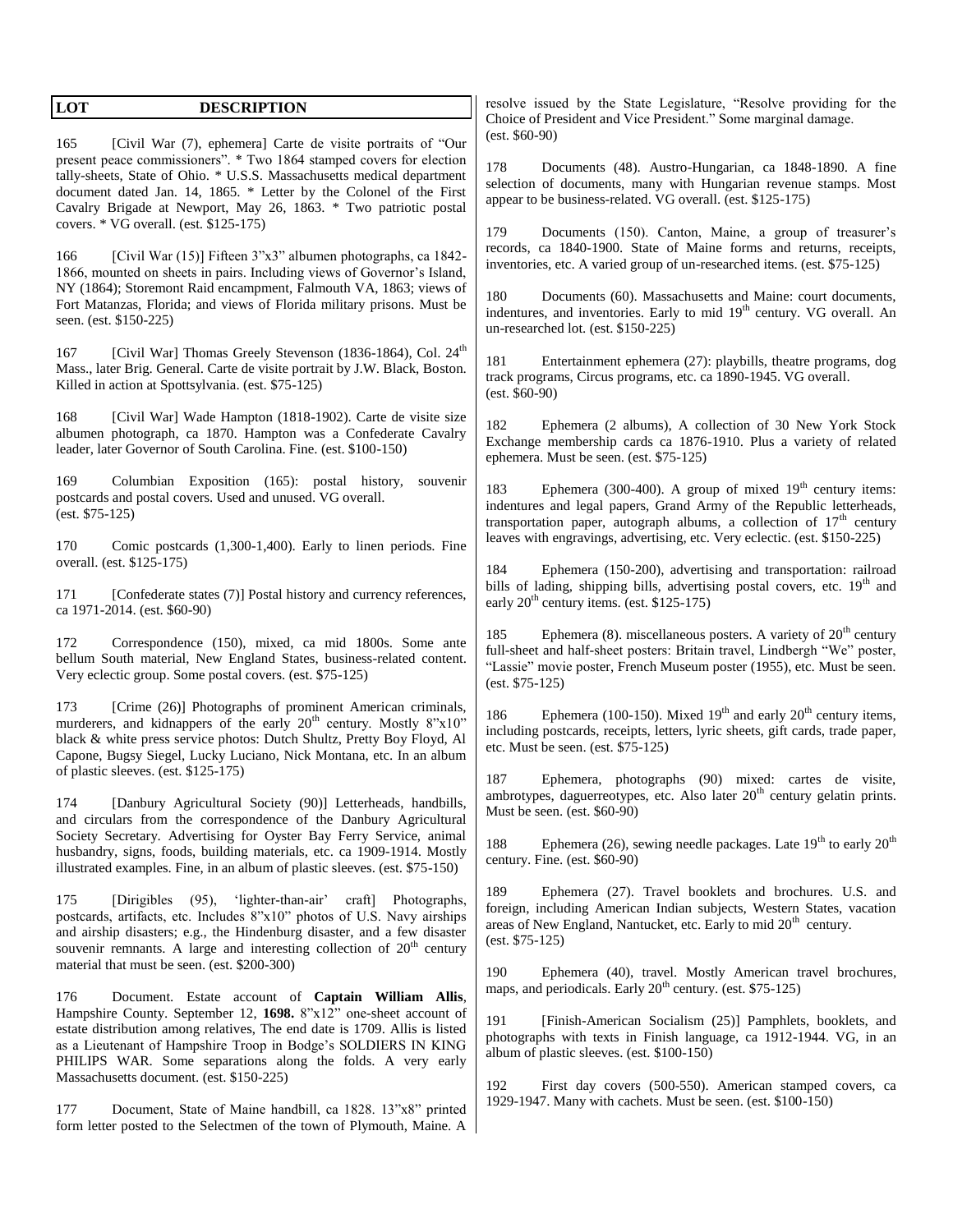| LOT | DESCRIPTION |
|---|---|

165 [Civil War (7), ephemera] Carte de visite portraits of "Our present peace commissioners". * Two 1864 stamped covers for election tally-sheets, State of Ohio. * U.S.S. Massachusetts medical department document dated Jan. 14, 1865. * Letter by the Colonel of the First Cavalry Brigade at Newport, May 26, 1863. * Two patriotic postal covers. * VG overall. (est. $125-175)

166 [Civil War (15)] Fifteen 3"x3" albumen photographs, ca 1842-1866, mounted on sheets in pairs. Including views of Governor's Island, NY (1864); Storemont Raid encampment, Falmouth VA, 1863; views of Fort Matanzas, Florida; and views of Florida military prisons. Must be seen. (est. $150-225)

167 [Civil War] Thomas Greely Stevenson (1836-1864), Col. 24th Mass., later Brig. General. Carte de visite portrait by J.W. Black, Boston. Killed in action at Spottsylvania. (est. $75-125)

168 [Civil War] Wade Hampton (1818-1902). Carte de visite size albumen photograph, ca 1870. Hampton was a Confederate Cavalry leader, later Governor of South Carolina. Fine. (est. $100-150)

169 Columbian Exposition (165): postal history, souvenir postcards and postal covers. Used and unused. VG overall. (est. $75-125)

170 Comic postcards (1,300-1,400). Early to linen periods. Fine overall. (est. $125-175)

171 [Confederate states (7)] Postal history and currency references, ca 1971-2014. (est. $60-90)

172 Correspondence (150), mixed, ca mid 1800s. Some ante bellum South material, New England States, business-related content. Very eclectic group. Some postal covers. (est. $75-125)

173 [Crime (26)] Photographs of prominent American criminals, murderers, and kidnappers of the early 20th century. Mostly 8"x10" black & white press service photos: Dutch Shultz, Pretty Boy Floyd, Al Capone, Bugsy Siegel, Lucky Luciano, Nick Montana, etc. In an album of plastic sleeves. (est. $125-175)

174 [Danbury Agricultural Society (90)] Letterheads, handbills, and circulars from the correspondence of the Danbury Agricultural Society Secretary. Advertising for Oyster Bay Ferry Service, animal husbandry, signs, foods, building materials, etc. ca 1909-1914. Mostly illustrated examples. Fine, in an album of plastic sleeves. (est. $75-150)

175 [Dirigibles (95), 'lighter-than-air' craft] Photographs, postcards, artifacts, etc. Includes 8"x10" photos of U.S. Navy airships and airship disasters; e.g., the Hindenburg disaster, and a few disaster souvenir remnants. A large and interesting collection of 20th century material that must be seen. (est. $200-300)

176 Document. Estate account of **Captain William Allis**, Hampshire County. September 12, **1698.** 8"x12" one-sheet account of estate distribution among relatives, The end date is 1709. Allis is listed as a Lieutenant of Hampshire Troop in Bodge's SOLDIERS IN KING PHILIPS WAR. Some separations along the folds. A very early Massachusetts document. (est. $150-225)

177 Document, State of Maine handbill, ca 1828. 13"x8" printed form letter posted to the Selectmen of the town of Plymouth, Maine. A resolve issued by the State Legislature, "Resolve providing for the Choice of President and Vice President." Some marginal damage. (est. $60-90)

178 Documents (48). Austro-Hungarian, ca 1848-1890. A fine selection of documents, many with Hungarian revenue stamps. Most appear to be business-related. VG overall. (est. $125-175)

179 Documents (150). Canton, Maine, a group of treasurer's records, ca 1840-1900. State of Maine forms and returns, receipts, inventories, etc. A varied group of un-researched items. (est. $75-125)

180 Documents (60). Massachusetts and Maine: court documents, indentures, and inventories. Early to mid 19th century. VG overall. An un-researched lot. (est. $150-225)

181 Entertainment ephemera (27): playbills, theatre programs, dog track programs, Circus programs, etc. ca 1890-1945. VG overall. (est. $60-90)

182 Ephemera (2 albums), A collection of 30 New York Stock Exchange membership cards ca 1876-1910. Plus a variety of related ephemera. Must be seen. (est. $75-125)

183 Ephemera (300-400). A group of mixed 19th century items: indentures and legal papers, Grand Army of the Republic letterheads, transportation paper, autograph albums, a collection of 17th century leaves with engravings, advertising, etc. Very eclectic. (est. $150-225)

184 Ephemera (150-200), advertising and transportation: railroad bills of lading, shipping bills, advertising postal covers, etc. 19th and early 20th century items. (est. $125-175)

185 Ephemera (8). miscellaneous posters. A variety of 20th century full-sheet and half-sheet posters: Britain travel, Lindbergh "We" poster, "Lassie" movie poster, French Museum poster (1955), etc. Must be seen. (est. $75-125)

186 Ephemera (100-150). Mixed 19th and early 20th century items, including postcards, receipts, letters, lyric sheets, gift cards, trade paper, etc. Must be seen. (est. $75-125)

187 Ephemera, photographs (90) mixed: cartes de visite, ambrotypes, daguerreotypes, etc. Also later 20th century gelatin prints. Must be seen. (est. $60-90)

188 Ephemera (26), sewing needle packages. Late 19th to early 20th century. Fine. (est. $60-90)

189 Ephemera (27). Travel booklets and brochures. U.S. and foreign, including American Indian subjects, Western States, vacation areas of New England, Nantucket, etc. Early to mid 20th century. (est. $75-125)

190 Ephemera (40), travel. Mostly American travel brochures, maps, and periodicals. Early 20th century. (est. $75-125)

191 [Finish-American Socialism (25)] Pamphlets, booklets, and photographs with texts in Finish language, ca 1912-1944. VG, in an album of plastic sleeves. (est. $100-150)

192 First day covers (500-550). American stamped covers, ca 1929-1947. Many with cachets. Must be seen. (est. $100-150)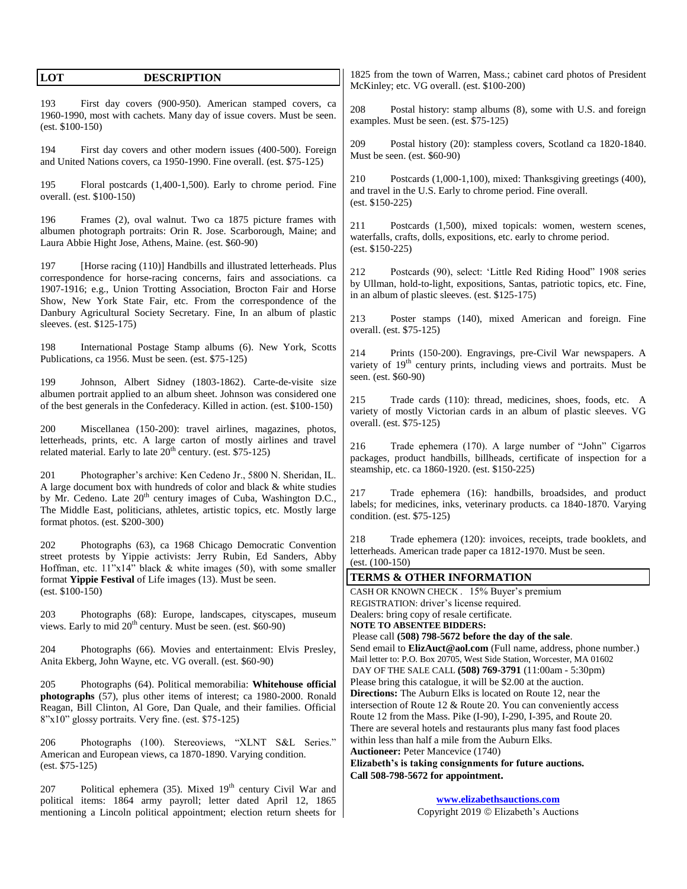| LOT | DESCRIPTION |
|---|---|

193 First day covers (900-950). American stamped covers, ca 1960-1990, most with cachets. Many day of issue covers. Must be seen. (est. $100-150)

194 First day covers and other modern issues (400-500). Foreign and United Nations covers, ca 1950-1990. Fine overall. (est. $75-125)

195 Floral postcards (1,400-1,500). Early to chrome period. Fine overall. (est. $100-150)

196 Frames (2), oval walnut. Two ca 1875 picture frames with albumen photograph portraits: Orin R. Jose. Scarborough, Maine; and Laura Abbie Hight Jose, Athens, Maine. (est. $60-90)

197 [Horse racing (110)] Handbills and illustrated letterheads. Plus correspondence for horse-racing concerns, fairs and associations. ca 1907-1916; e.g., Union Trotting Association, Brocton Fair and Horse Show, New York State Fair, etc. From the correspondence of the Danbury Agricultural Society Secretary. Fine, In an album of plastic sleeves. (est. $125-175)

198 International Postage Stamp albums (6). New York, Scotts Publications, ca 1956. Must be seen. (est. $75-125)

199 Johnson, Albert Sidney (1803-1862). Carte-de-visite size albumen portrait applied to an album sheet. Johnson was considered one of the best generals in the Confederacy. Killed in action. (est. $100-150)

200 Miscellanea (150-200): travel airlines, magazines, photos, letterheads, prints, etc. A large carton of mostly airlines and travel related material. Early to late 20th century. (est. $75-125)

201 Photographer's archive: Ken Cedeno Jr., 5800 N. Sheridan, IL. A large document box with hundreds of color and black & white studies by Mr. Cedeno. Late 20th century images of Cuba, Washington D.C., The Middle East, politicians, athletes, artistic topics, etc. Mostly large format photos. (est. $200-300)

202 Photographs (63), ca 1968 Chicago Democratic Convention street protests by Yippie activists: Jerry Rubin, Ed Sanders, Abby Hoffman, etc. 11"x14" black & white images (50), with some smaller format **Yippie Festival** of Life images (13). Must be seen. (est. $100-150)

203 Photographs (68): Europe, landscapes, cityscapes, museum views. Early to mid 20th century. Must be seen. (est. $60-90)

204 Photographs (66). Movies and entertainment: Elvis Presley, Anita Ekberg, John Wayne, etc. VG overall. (est. $60-90)

205 Photographs (64). Political memorabilia: **Whitehouse official photographs** (57), plus other items of interest; ca 1980-2000. Ronald Reagan, Bill Clinton, Al Gore, Dan Quale, and their families. Official 8"x10" glossy portraits. Very fine. (est. $75-125)

206 Photographs (100). Stereoviews, "XLNT S&L Series." American and European views, ca 1870-1890. Varying condition. (est. $75-125)

207 Political ephemera (35). Mixed 19th century Civil War and political items: 1864 army payroll; letter dated April 12, 1865 mentioning a Lincoln political appointment; election return sheets for 1825 from the town of Warren, Mass.; cabinet card photos of President McKinley; etc. VG overall. (est. $100-200)

208 Postal history: stamp albums (8), some with U.S. and foreign examples. Must be seen. (est. $75-125)

209 Postal history (20): stampless covers, Scotland ca 1820-1840. Must be seen. (est. $60-90)

210 Postcards (1,000-1,100), mixed: Thanksgiving greetings (400), and travel in the U.S. Early to chrome period. Fine overall. (est. $150-225)

211 Postcards (1,500), mixed topicals: women, western scenes, waterfalls, crafts, dolls, expositions, etc. early to chrome period. (est. $150-225)

212 Postcards (90), select: 'Little Red Riding Hood" 1908 series by Ullman, hold-to-light, expositions, Santas, patriotic topics, etc. Fine, in an album of plastic sleeves. (est. $125-175)

213 Poster stamps (140), mixed American and foreign. Fine overall. (est. $75-125)

214 Prints (150-200). Engravings, pre-Civil War newspapers. A variety of 19th century prints, including views and portraits. Must be seen. (est. $60-90)

215 Trade cards (110): thread, medicines, shoes, foods, etc. A variety of mostly Victorian cards in an album of plastic sleeves. VG overall. (est. $75-125)

216 Trade ephemera (170). A large number of "John" Cigarros packages, product handbills, billheads, certificate of inspection for a steamship, etc. ca 1860-1920. (est. $150-225)

217 Trade ephemera (16): handbills, broadsides, and product labels; for medicines, inks, veterinary products. ca 1840-1870. Varying condition. (est. $75-125)

218 Trade ephemera (120): invoices, receipts, trade booklets, and letterheads. American trade paper ca 1812-1970. Must be seen. (est. (100-150)

## TERMS & OTHER INFORMATION

CASH OR KNOWN CHECK . 15% Buyer's premium
REGISTRATION: driver's license required.
Dealers: bring copy of resale certificate.
**NOTE TO ABSENTEE BIDDERS:**
Please call **(508) 798-5672 before the day of the sale**.
Send email to **ElizAuct@aol.com** (Full name, address, phone number.)
Mail letter to: P.O. Box 20705, West Side Station, Worcester, MA 01602
DAY OF THE SALE CALL **(508) 769-3791** (11:00am - 5:30pm)
Please bring this catalogue, it will be $2.00 at the auction.
**Directions:** The Auburn Elks is located on Route 12, near the intersection of Route 12 & Route 20. You can conveniently access Route 12 from the Mass. Pike (I-90), I-290, I-395, and Route 20. There are several hotels and restaurants plus many fast food places within less than half a mile from the Auburn Elks.
**Auctioneer:** Peter Mancevice (1740)
**Elizabeth's is taking consignments for future auctions.**
**Call 508-798-5672 for appointment.**

www.elizabethsauctions.com
Copyright 2019 © Elizabeth's Auctions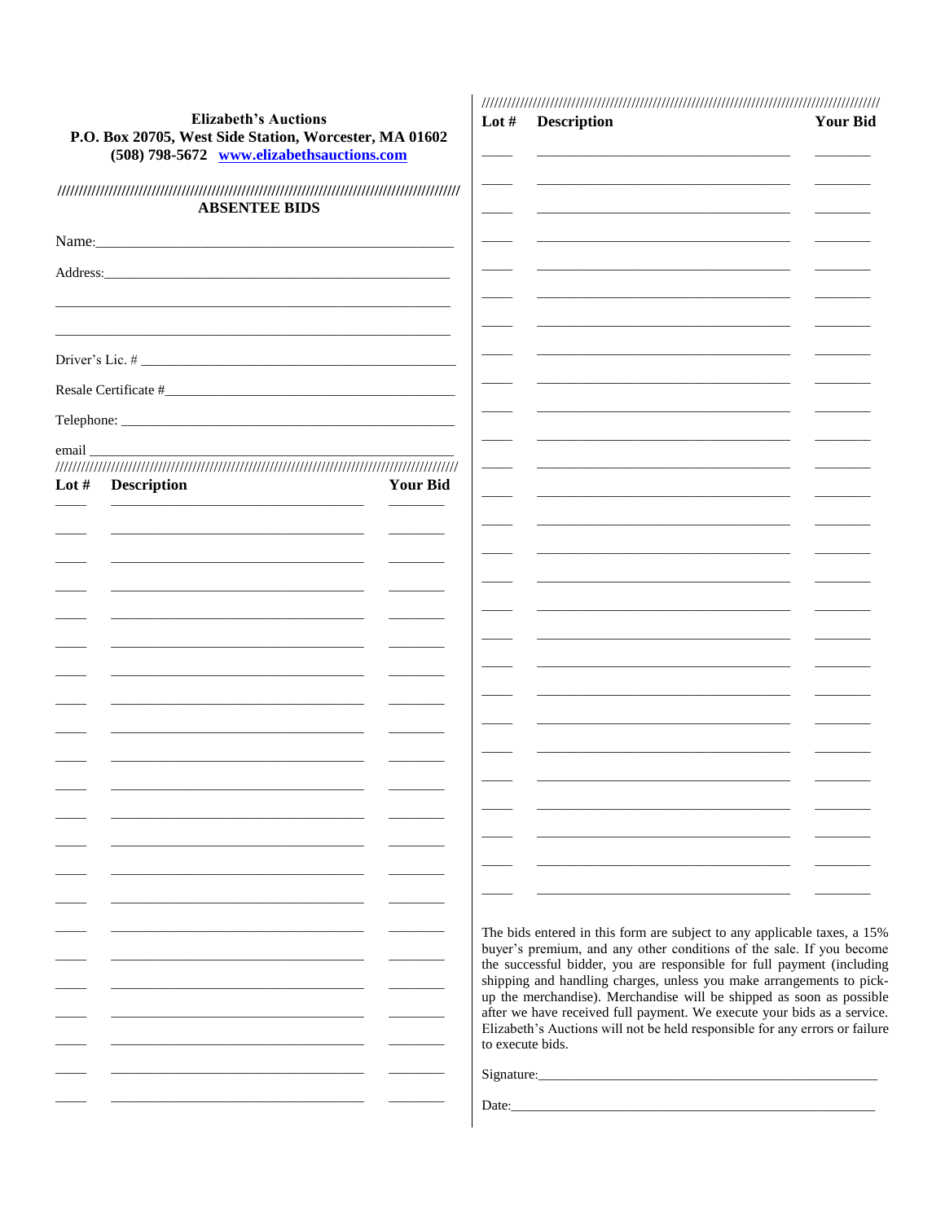**Elizabeth's Auctions**
**P.O. Box 20705, West Side Station, Worcester, MA 01602**
**(508) 798-5672 [www.elizabethsauctions.com](http://www.elizabethsauctions.com)**

## ABSENTEE BIDS

Name:______________________________________________

Address:____________________________________________

___________________________________________________

___________________________________________________

Driver's Lic. # ______________________________________

Resale Certificate #__________________________________

Telephone: _________________________________________

email ______________________________________________

| Lot # | Description | Your Bid |
|---|---|---|
| | | |
| | | |
| | | |
| | | |
| | | |
| | | |
| | | |
| | | |
| | | |
| | | |
| | | |
| | | |
| | | |
| | | |
| | | |
| | | |
| | | |
| | | |
| | | |
| | | |
| | | |

| Lot # | Description | Your Bid |
|---|---|---|
| | | |
| | | |
| | | |
| | | |
| | | |
| | | |
| | | |
| | | |
| | | |
| | | |
| | | |
| | | |
| | | |
| | | |
| | | |
| | | |
| | | |
| | | |
| | | |
| | | |
| | | |
| | | |
| | | |
| | | |
| | | |
| | | |
| | | |

The bids entered in this form are subject to any applicable taxes, a 15% buyer's premium, and any other conditions of the sale. If you become the successful bidder, you are responsible for full payment (including shipping and handling charges, unless you make arrangements to pick-up the merchandise). Merchandise will be shipped as soon as possible after we have received full payment. We execute your bids as a service. Elizabeth's Auctions will not be held responsible for any errors or failure to execute bids.

Signature:__________________________________________

Date:______________________________________________